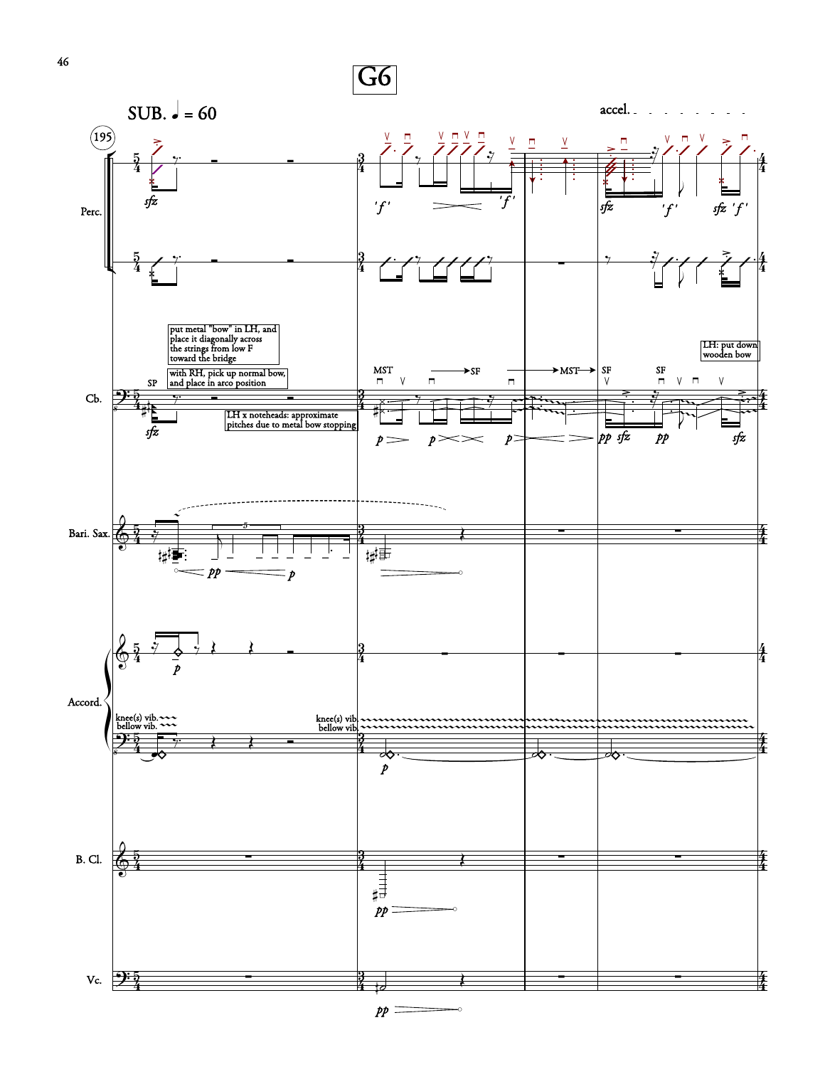# G6

SUB. ♩ = 60

accel.

195

Perc.

*sfz* *'f'* *'f'* *sfz* *'f'* *sfz* *'f'*

Cb.

put metal "bow" in LH, and place it diagonally across the strings from low F toward the bridge

with RH, pick up normal bow, and place in arco position

SP

LH x noteheads: approximate pitches due to metal bow stopping

MST → SF → MST → SF SF

LH: put down wooden bow

*sfz* *p* *p* *p* *pp* *sfz* *pp* *sfz*

Bari. Sax.

*pp* *p*

Accord.

*p*

knee(s) vib.
bellow vib.

knee(s) vib.
bellow vib.

*p*

B. Cl.

*pp*

Vc.

*pp*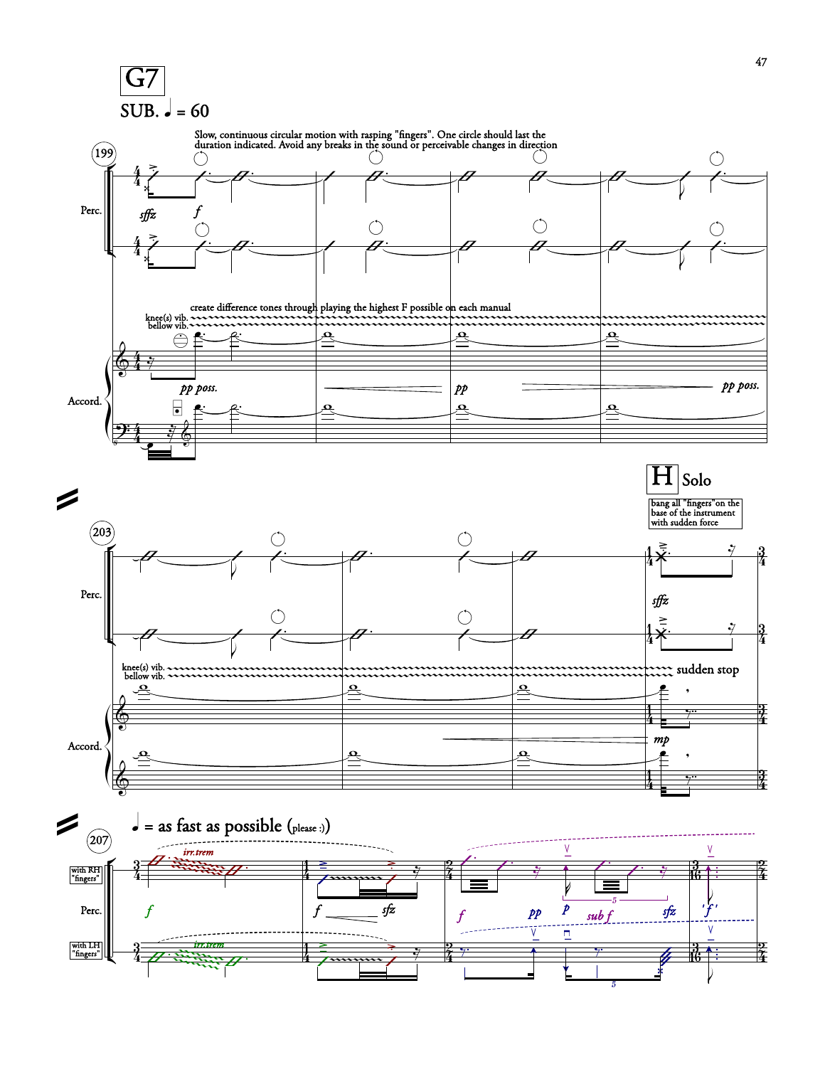# G7

SUB. ♩ = 60

Slow, continuous circular motion with rasping "fingers". One circle should last the duration indicated. Avoid any breaks in the sound or perceivable changes in direction

199

Perc.

*sffz* *f*

create difference tones through playing the highest F possible on each manual

knee(s) vib.
bellow vib.

*pp poss.* *pp* *pp poss.*

Accord.

203

Perc.

# H Solo

bang all "fingers" on the base of the instrument with sudden force

*sffz*

knee(s) vib.
bellow vib.

sudden stop

*mp*

Accord.

207

♩ = as fast as possible (please :))

with RH "fingers"

irr.trem

Perc.

*f* *f* *sfz* *f* *pp* *p* *sub f* *sfz* *'f'*

with LH "fingers"

irr.trem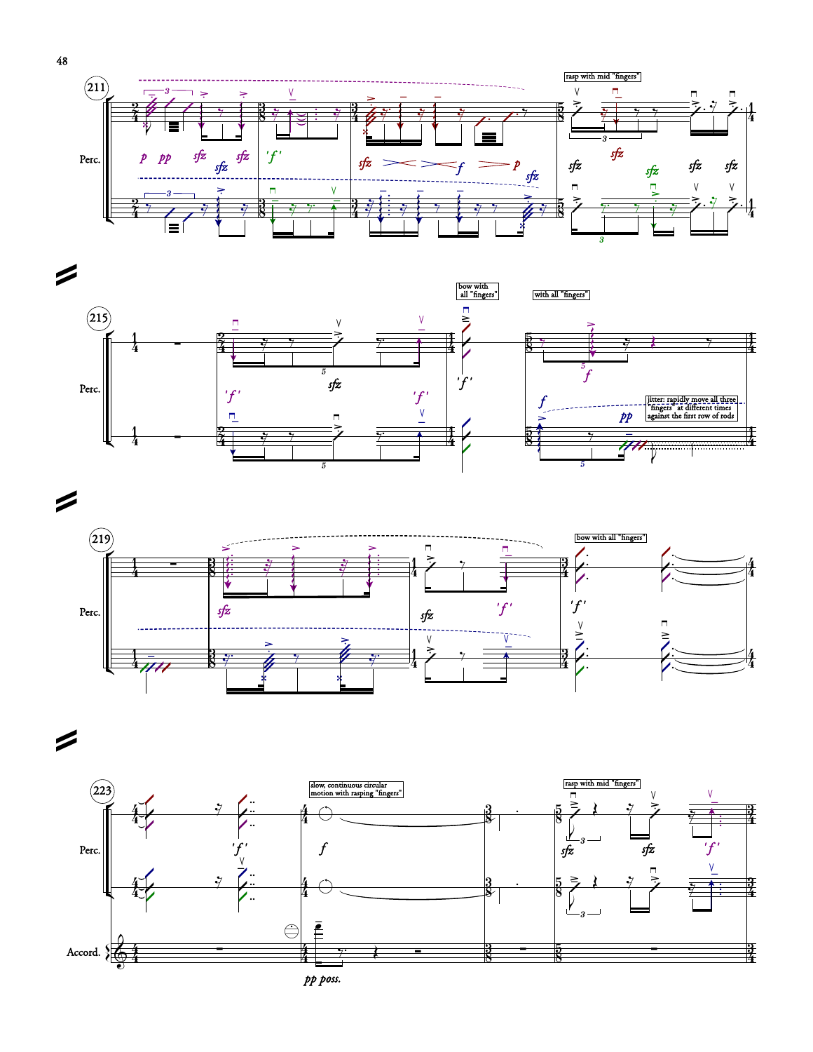211

Perc.

*p* *pp* *sfz* *sfz* *sfz* *'f'* *sfz* *f* *p* *sfz*

rasp with mid "fingers"

*sfz* *sfz* *sfz* *sfz* *sfz*

215

Perc.

*'f'* *sfz* *'f'* *'f'*

bow with all "fingers"

with all "fingers"

*f* *f* *pp*

jitter: rapidly move all three "fingers" at different times against the first row of rods

219

Perc.

*sfz* *sfz* *'f'*

bow with all "fingers"

*'f'*

223

Perc.

*'f'*

slow, continuous circular motion with rasping "fingers"

*f*

rasp with mid "fingers"

*sfz* *sfz* *'f'*

Accord.

*pp poss.*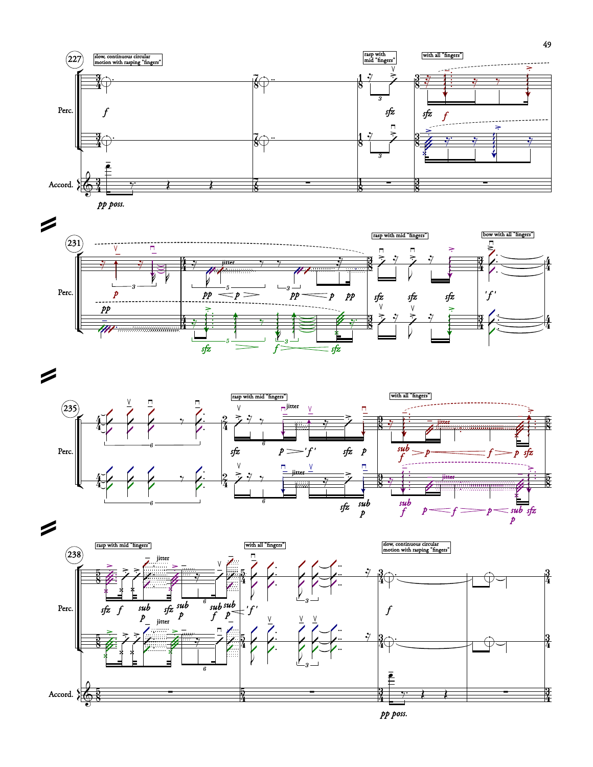227

slow, continuous circular motion with rasping "fingers"

rasp with mid "fingers"

with all "fingers"

Perc.

Accord.

*f*

*sfz*

*sfz* *f*

*pp poss.*

231

rasp with mid "fingers"

bow with all "fingers"

jitter

*p*

*pp*

*pp* *p* *pp* *p* *pp*

*sfz* *sfz* *sfz*

'*f*'

*sfz* *f* *sfz*

235

rasp with mid "fingers"

with all "fingers"

jitter

*sfz* *p* '*f*' *sfz* *p*

*sub f* *p* *f* *p* *sfz*

*sfz* *sub p*

*sub f* *p* *f* *p* *sub p* *sfz*

238

rasp with mid "fingers"

with all "fingers"

slow, continuous circular motion with rasping "fingers"

jitter

*sfz* *f* *sub p* *sfz* *sub p* *sub f* *sub p* '*f*'

*f*

*pp poss.*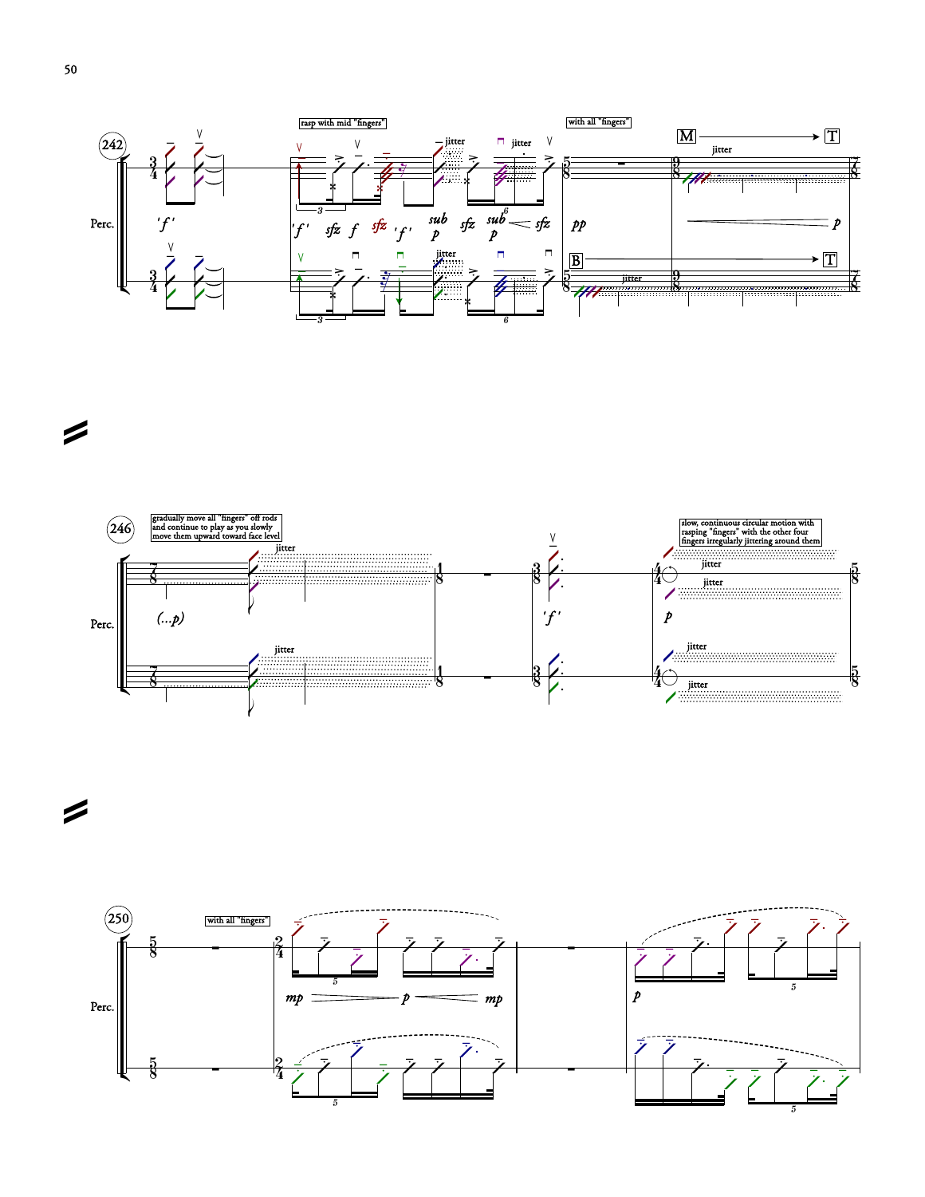242

Perc.

rasp with mid "fingers"

jitter

jitter

with all "fingers"

M → T

B → T

'f' sfz f sfz 'f' sub p sfz sub p sfz pp p

246

gradually move all "fingers" off rods and continue to play as you slowly move them upward toward face level

jitter

(...p)

'f'

slow, continuous circular motion with rasping "fingers" with the other four fingers irregularly jittering around them

jitter

p

250

with all "fingers"

mp p mp

p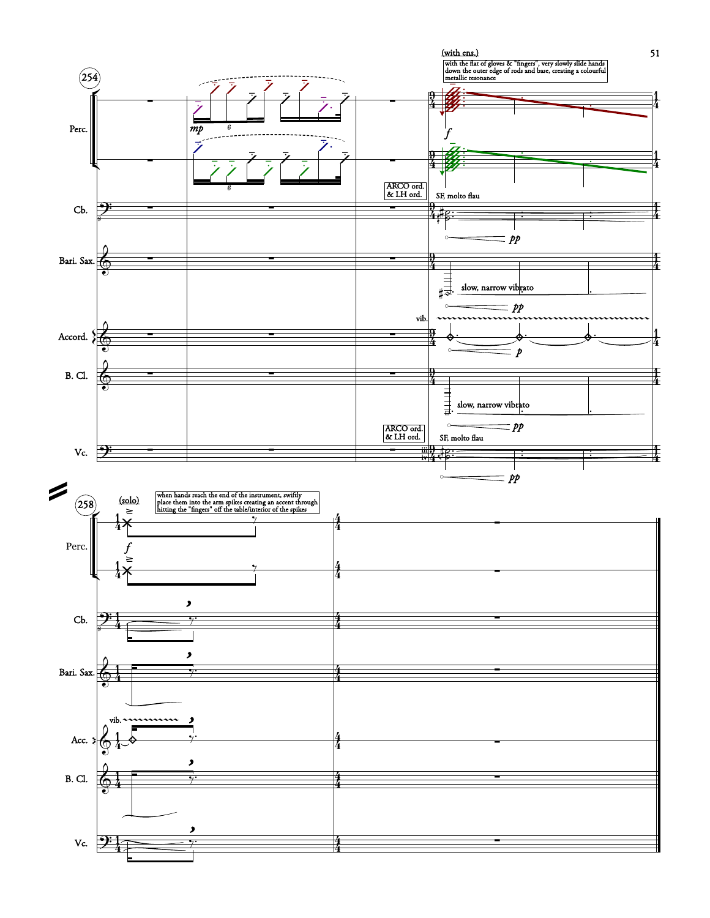254

(with ens.)

with the flat of gloves & "fingers", very slowly slide hands down the outer edge of rods and base, creating a colourful metallic resonance

Perc.

mp

6

6

f

ARCO ord. & LH ord.

SF, molto flau

Cb.

pp

Bari. Sax.

slow, narrow vibrato

pp

vib.

Accord.

p

B. Cl.

slow, narrow vibrato

pp

ARCO ord. & LH ord.

SF, molto flau

Vc.

iii iv

pp

258

(solo)

when hands reach the end of the instrument, swiftly place them into the arm spikes creating an accent through hitting the "fingers" off the table/interior of the spikes

Perc.

f

Cb.

Bari. Sax.

vib.

Acc.

B. Cl.

Vc.